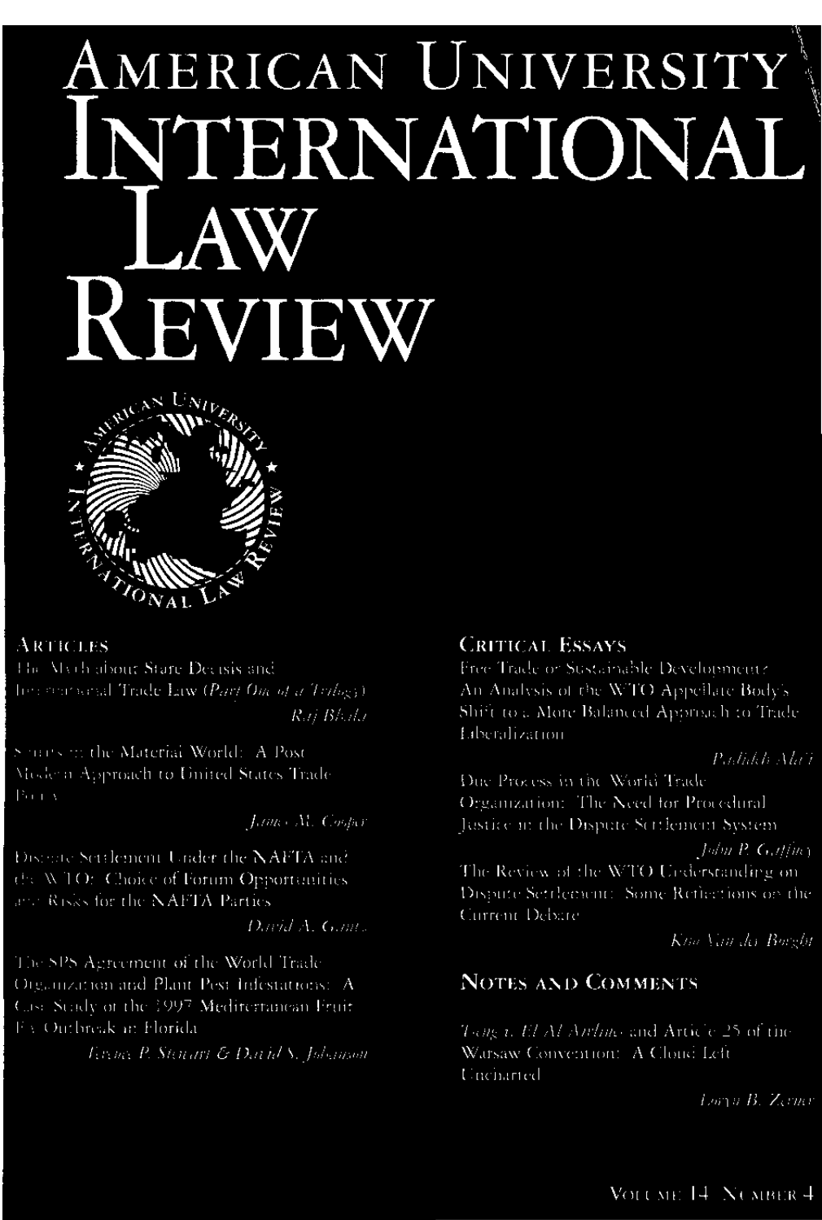# AMERICAN UNIVERSITY INTERNATIONAL LAW REVIEW

## ARTICLES

The Myth about Stare Decisis and International Trade Law (*Part One of a Trilogy*)
*Raj Bhala*

Sisters in the Material World: A Post Modern Approach to United States Trade Policy
*James M. Cooper*

Dispute Settlement Under the NAFTA and the WTO: Choice of Forum Opportunities and Risks for the NAFTA Parties
*David A. Gantz*

The SPS Agreement of the World Trade Organization and Plant Pest Infestations: A Case Study of the 1997 Mediterranean Fruit Fly Outbreak in Florida
*Terence P. Stewart & David S. Johanson*

## CRITICAL ESSAYS

Free Trade or Sustainable Development? An Analysis of the WTO Appellate Body's Shift to a More Balanced Approach to Trade Liberalization
*Padideh Ala'i*

Due Process in the World Trade Organization: The Need for Procedural Justice in the Dispute Settlement System
*John P. Gaffney*

The Review of the WTO Understanding on Dispute Settlement: Some Reflections on the Current Debate
*Kim Van der Borght*

## NOTES AND COMMENTS

*Tseng v. El Al Airlines* and Article 25 of the Warsaw Convention: A Cloud Left Uncharted
*Loryn B. Zerner*

VOLUME 14 NUMBER 4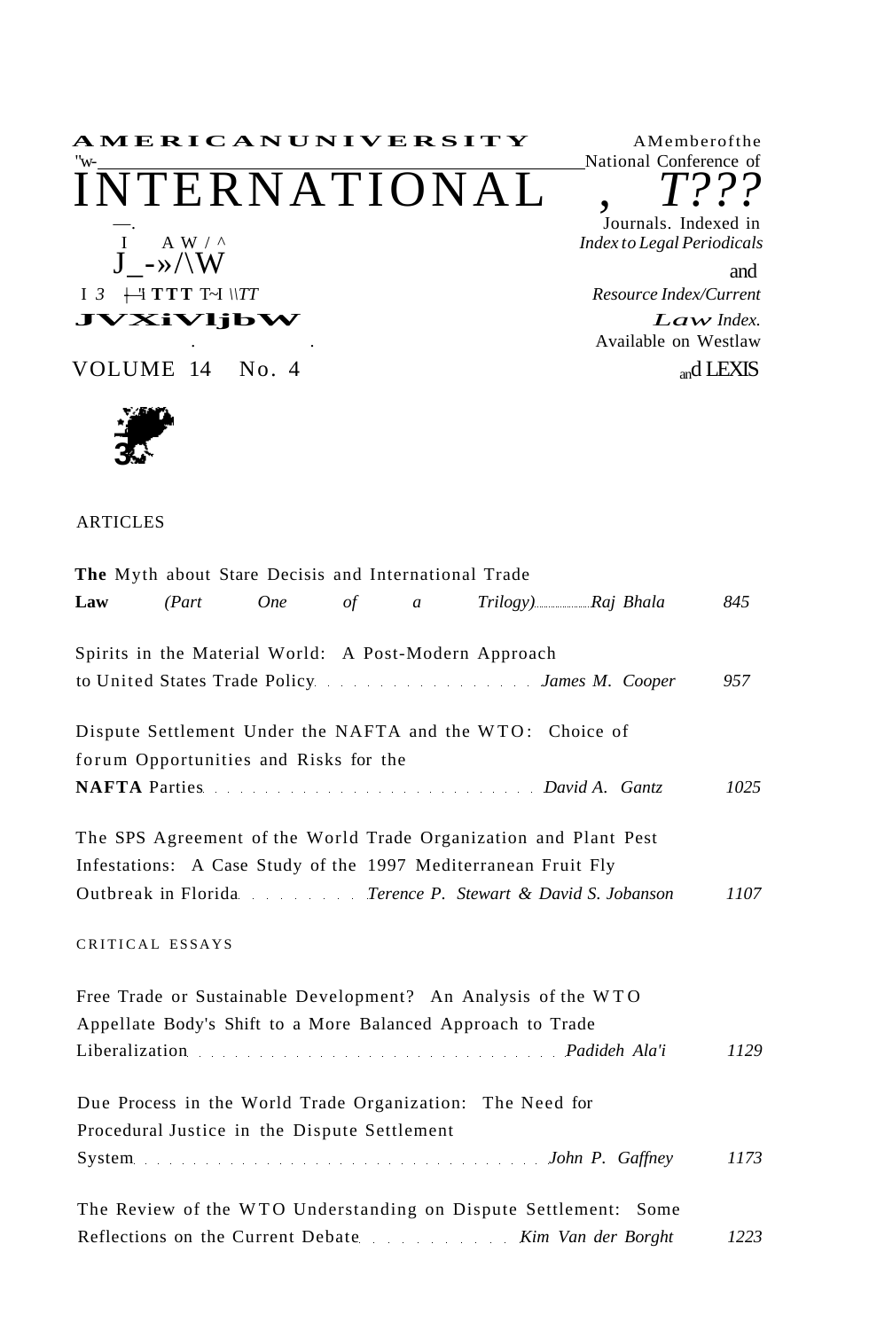AMERICAN UNIVERSITY

# INTERNATIONAL LAW REVIEW

A Member of the National Conference of Law Reviews. Journals. Indexed in *Index to Legal Periodicals* and *Resource Index/Current Law Index.* Available on Westlaw and LEXIS

VOLUME 14 No. 4

## ARTICLES

**The** Myth about Stare Decisis and International Trade **Law** *(Part One of a Trilogy)* ........ *Raj Bhala* 845

Spirits in the Material World: A Post-Modern Approach to United States Trade Policy ........ *James M. Cooper* 957

Dispute Settlement Under the NAFTA and the WTO: Choice of forum Opportunities and Risks for the **NAFTA** Parties ........ *David A. Gantz* 1025

The SPS Agreement of the World Trade Organization and Plant Pest Infestations: A Case Study of the 1997 Mediterranean Fruit Fly Outbreak in Florida ........ *Terence P. Stewart & David S. Jobanson* 1107

## CRITICAL ESSAYS

Free Trade or Sustainable Development? An Analysis of the WTO Appellate Body's Shift to a More Balanced Approach to Trade Liberalization ........ *Padideh Ala'i* 1129

Due Process in the World Trade Organization: The Need for Procedural Justice in the Dispute Settlement System ........ *John P. Gaffney* 1173

The Review of the WTO Understanding on Dispute Settlement: Some Reflections on the Current Debate ........ *Kim Van der Borght* 1223